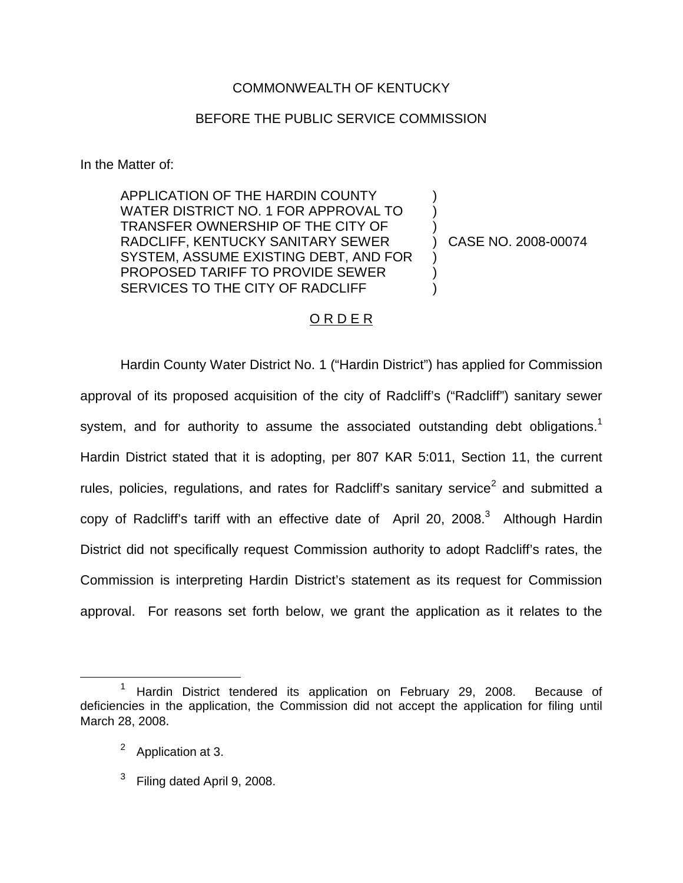COMMONWEALTH OF KENTUCKY

BEFORE THE PUBLIC SERVICE COMMISSION

In the Matter of:

APPLICATION OF THE HARDIN COUNTY WATER DISTRICT NO. 1 FOR APPROVAL TO TRANSFER OWNERSHIP OF THE CITY OF RADCLIFF, KENTUCKY SANITARY SEWER SYSTEM, ASSUME EXISTING DEBT, AND FOR PROPOSED TARIFF TO PROVIDE SEWER SERVICES TO THE CITY OF RADCLIFF ) CASE NO. 2008-00074

O R D E R

Hardin County Water District No. 1 ("Hardin District") has applied for Commission approval of its proposed acquisition of the city of Radcliff's ("Radcliff") sanitary sewer system, and for authority to assume the associated outstanding debt obligations.[1] Hardin District stated that it is adopting, per 807 KAR 5:011, Section 11, the current rules, policies, regulations, and rates for Radcliff's sanitary service[2] and submitted a copy of Radcliff's tariff with an effective date of April 20, 2008.[3] Although Hardin District did not specifically request Commission authority to adopt Radcliff's rates, the Commission is interpreting Hardin District's statement as its request for Commission approval. For reasons set forth below, we grant the application as it relates to the

[1] Hardin District tendered its application on February 29, 2008. Because of deficiencies in the application, the Commission did not accept the application for filing until March 28, 2008.

[2] Application at 3.

[3] Filing dated April 9, 2008.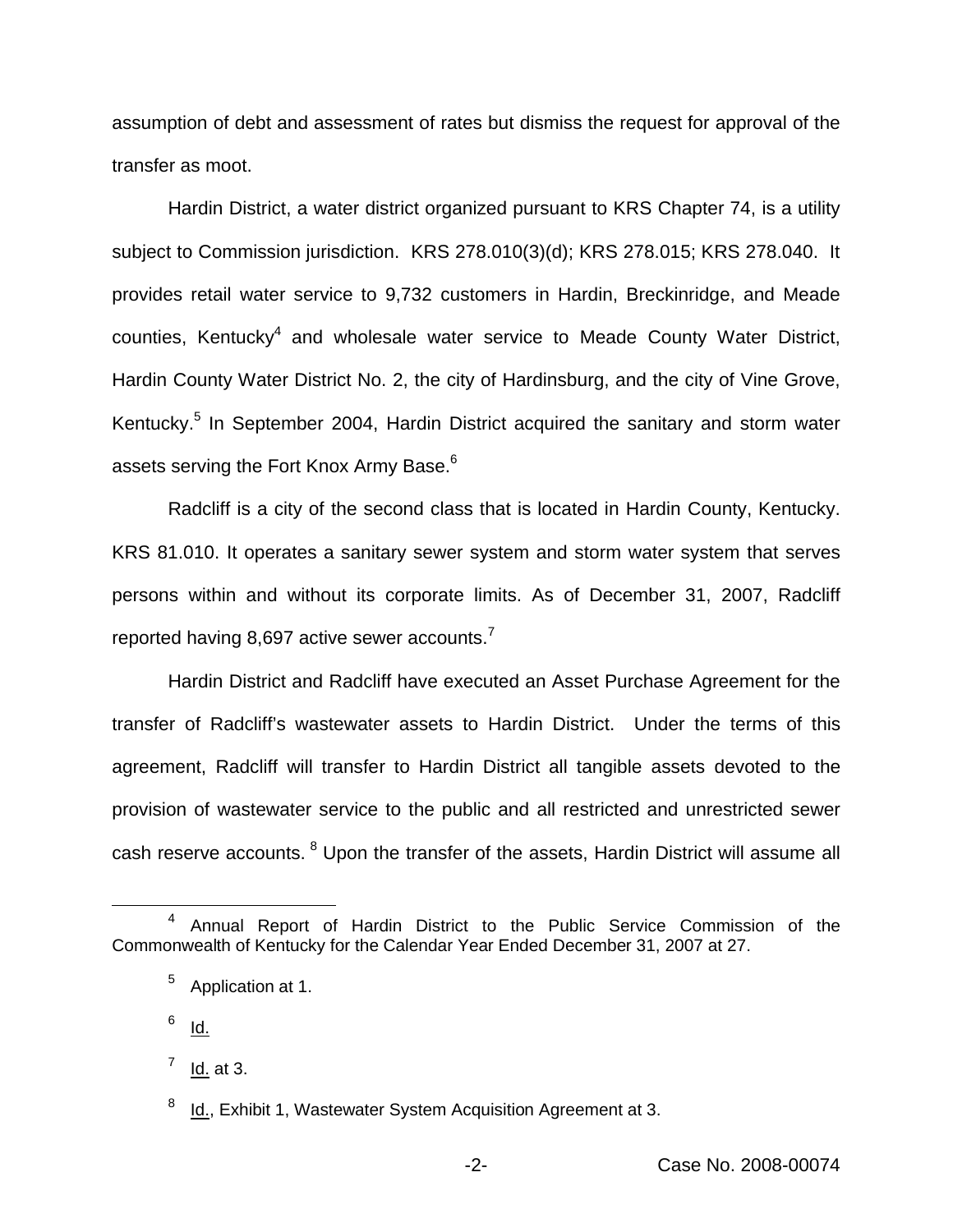assumption of debt and assessment of rates but dismiss the request for approval of the transfer as moot.

Hardin District, a water district organized pursuant to KRS Chapter 74, is a utility subject to Commission jurisdiction. KRS 278.010(3)(d); KRS 278.015; KRS 278.040. It provides retail water service to 9,732 customers in Hardin, Breckinridge, and Meade counties, Kentucky[4] and wholesale water service to Meade County Water District, Hardin County Water District No. 2, the city of Hardinsburg, and the city of Vine Grove, Kentucky.[5] In September 2004, Hardin District acquired the sanitary and storm water assets serving the Fort Knox Army Base.[6]

Radcliff is a city of the second class that is located in Hardin County, Kentucky. KRS 81.010. It operates a sanitary sewer system and storm water system that serves persons within and without its corporate limits. As of December 31, 2007, Radcliff reported having 8,697 active sewer accounts.[7]

Hardin District and Radcliff have executed an Asset Purchase Agreement for the transfer of Radcliff's wastewater assets to Hardin District. Under the terms of this agreement, Radcliff will transfer to Hardin District all tangible assets devoted to the provision of wastewater service to the public and all restricted and unrestricted sewer cash reserve accounts. [8] Upon the transfer of the assets, Hardin District will assume all

---

[4] Annual Report of Hardin District to the Public Service Commission of the Commonwealth of Kentucky for the Calendar Year Ended December 31, 2007 at 27.

[5] Application at 1.

[6] Id.

[7] Id. at 3.

[8] Id., Exhibit 1, Wastewater System Acquisition Agreement at 3.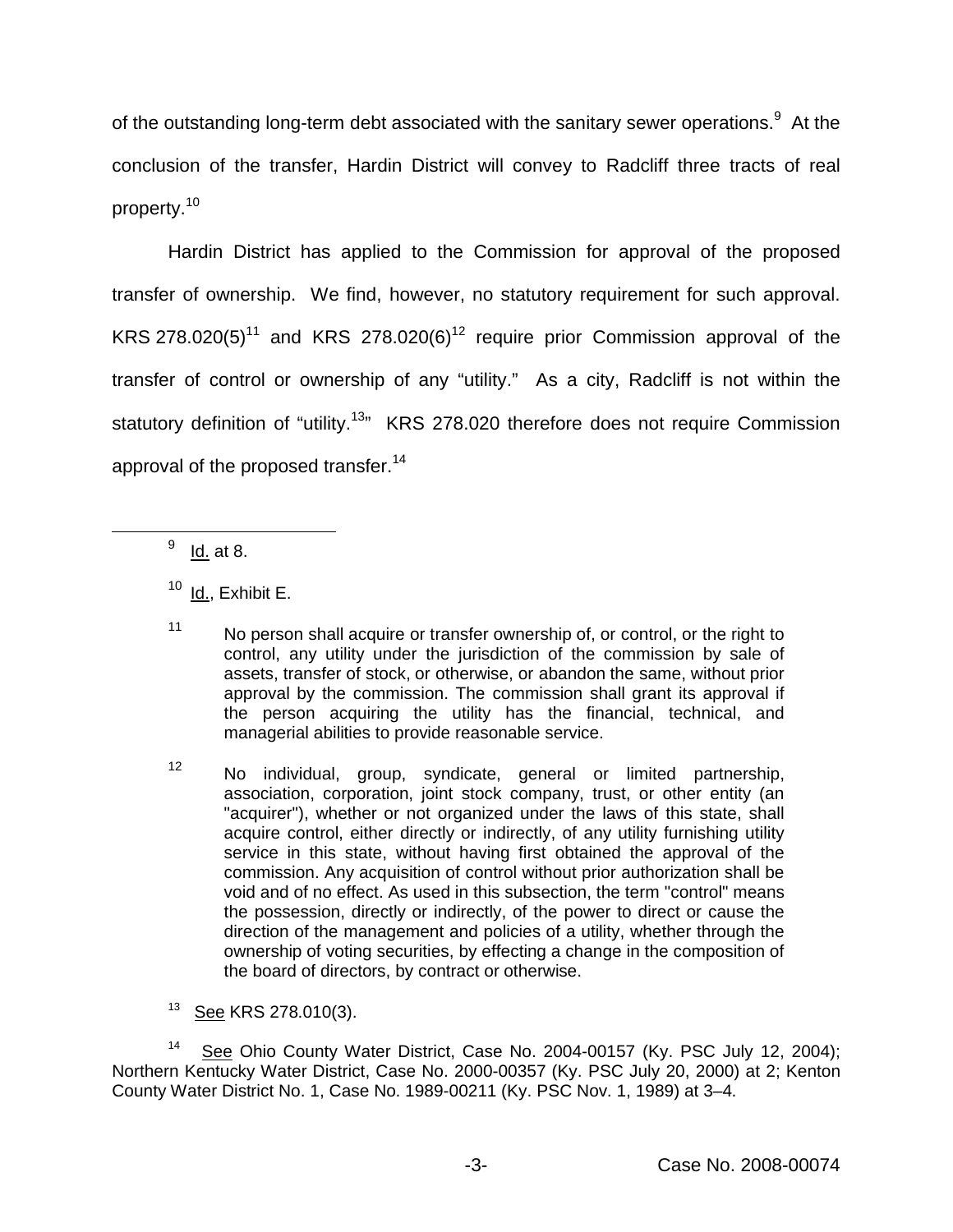of the outstanding long-term debt associated with the sanitary sewer operations.[9] At the conclusion of the transfer, Hardin District will convey to Radcliff three tracts of real property.[10]

Hardin District has applied to the Commission for approval of the proposed transfer of ownership. We find, however, no statutory requirement for such approval. KRS 278.020(5)[11] and KRS 278.020(6)[12] require prior Commission approval of the transfer of control or ownership of any "utility." As a city, Radcliff is not within the statutory definition of "utility.[13]" KRS 278.020 therefore does not require Commission approval of the proposed transfer.[14]

---

[9] Id. at 8.

[10] Id., Exhibit E.

[11] No person shall acquire or transfer ownership of, or control, or the right to control, any utility under the jurisdiction of the commission by sale of assets, transfer of stock, or otherwise, or abandon the same, without prior approval by the commission. The commission shall grant its approval if the person acquiring the utility has the financial, technical, and managerial abilities to provide reasonable service.

[12] No individual, group, syndicate, general or limited partnership, association, corporation, joint stock company, trust, or other entity (an "acquirer"), whether or not organized under the laws of this state, shall acquire control, either directly or indirectly, of any utility furnishing utility service in this state, without having first obtained the approval of the commission. Any acquisition of control without prior authorization shall be void and of no effect. As used in this subsection, the term "control" means the possession, directly or indirectly, of the power to direct or cause the direction of the management and policies of a utility, whether through the ownership of voting securities, by effecting a change in the composition of the board of directors, by contract or otherwise.

[13] See KRS 278.010(3).

[14] See Ohio County Water District, Case No. 2004-00157 (Ky. PSC July 12, 2004); Northern Kentucky Water District, Case No. 2000-00357 (Ky. PSC July 20, 2000) at 2; Kenton County Water District No. 1, Case No. 1989-00211 (Ky. PSC Nov. 1, 1989) at 3–4.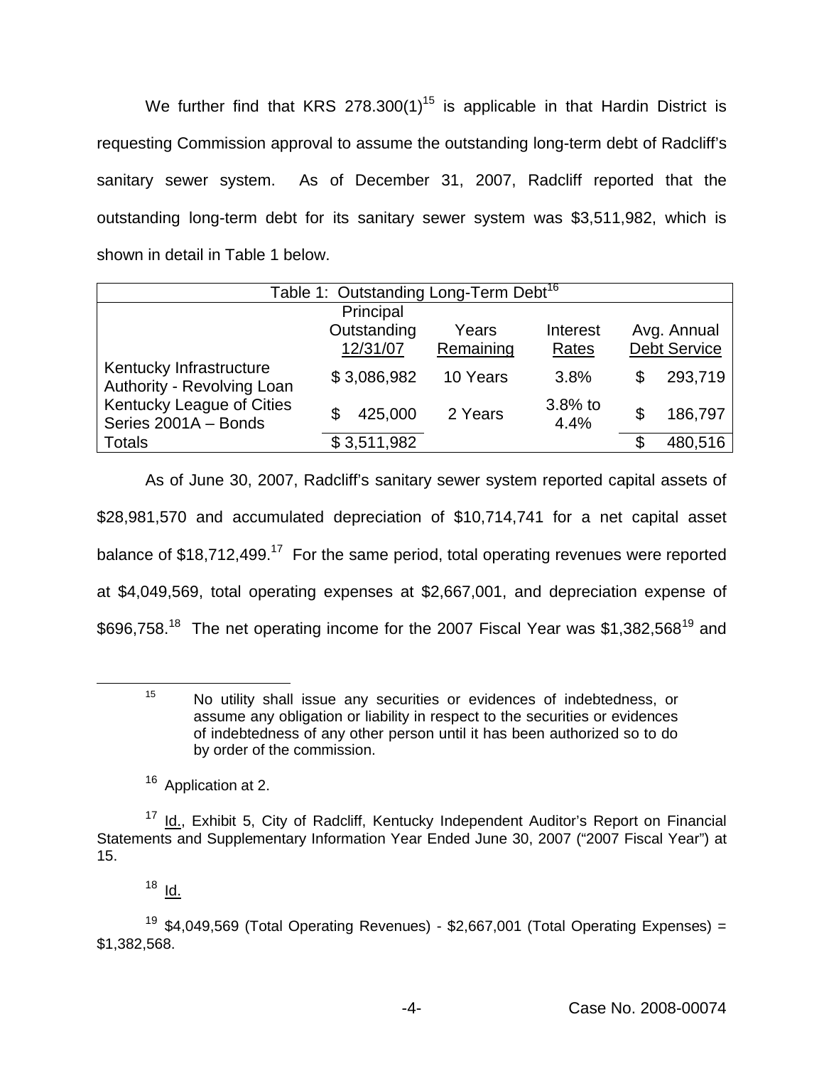We further find that KRS 278.300(1)[15] is applicable in that Hardin District is requesting Commission approval to assume the outstanding long-term debt of Radcliff's sanitary sewer system. As of December 31, 2007, Radcliff reported that the outstanding long-term debt for its sanitary sewer system was $3,511,982, which is shown in detail in Table 1 below.

| Table 1: Outstanding Long-Term Debt[16] | | | | |
|---|---|---|---|---|
| | Principal Outstanding 12/31/07 | Years Remaining | Interest Rates | Avg. Annual Debt Service |
| Kentucky Infrastructure Authority - Revolving Loan | $ 3,086,982 | 10 Years | 3.8% | $ 293,719 |
| Kentucky League of Cities Series 2001A – Bonds | $ 425,000 | 2 Years | 3.8% to 4.4% | $ 186,797 |
| Totals | $ 3,511,982 | | | $ 480,516 |

As of June 30, 2007, Radcliff's sanitary sewer system reported capital assets of $28,981,570 and accumulated depreciation of $10,714,741 for a net capital asset balance of $18,712,499.[17] For the same period, total operating revenues were reported at $4,049,569, total operating expenses at $2,667,001, and depreciation expense of $696,758.[18] The net operating income for the 2007 Fiscal Year was $1,382,568[19] and

---

[15] No utility shall issue any securities or evidences of indebtedness, or assume any obligation or liability in respect to the securities or evidences of indebtedness of any other person until it has been authorized so to do by order of the commission.

[16] Application at 2.

[17] Id., Exhibit 5, City of Radcliff, Kentucky Independent Auditor's Report on Financial Statements and Supplementary Information Year Ended June 30, 2007 ("2007 Fiscal Year") at 15.

[18] Id.

[19] $4,049,569 (Total Operating Revenues) - $2,667,001 (Total Operating Expenses) = $1,382,568.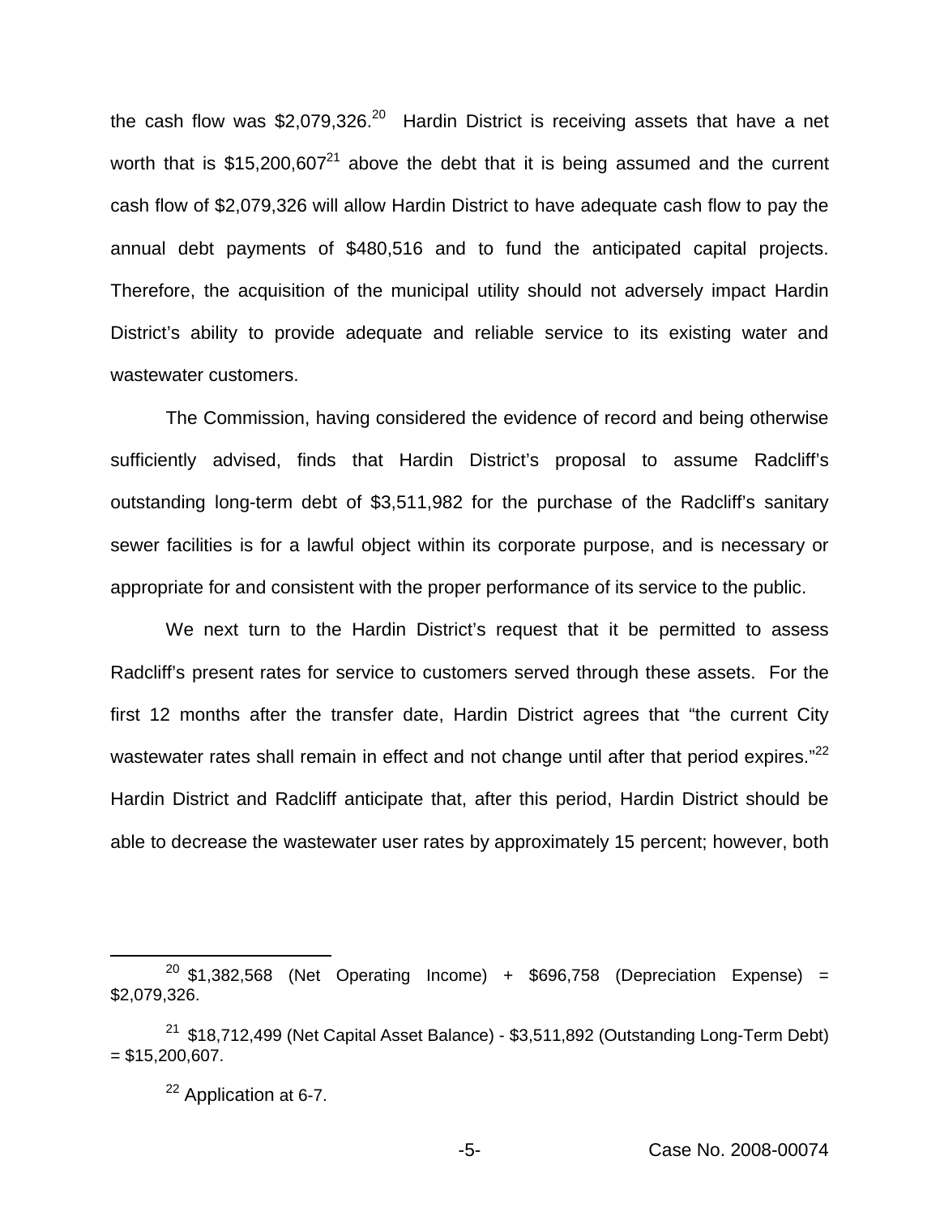the cash flow was $2,079,326.[20] Hardin District is receiving assets that have a net worth that is $15,200,607[21] above the debt that it is being assumed and the current cash flow of $2,079,326 will allow Hardin District to have adequate cash flow to pay the annual debt payments of $480,516 and to fund the anticipated capital projects. Therefore, the acquisition of the municipal utility should not adversely impact Hardin District's ability to provide adequate and reliable service to its existing water and wastewater customers.

The Commission, having considered the evidence of record and being otherwise sufficiently advised, finds that Hardin District's proposal to assume Radcliff's outstanding long-term debt of $3,511,982 for the purchase of the Radcliff's sanitary sewer facilities is for a lawful object within its corporate purpose, and is necessary or appropriate for and consistent with the proper performance of its service to the public.

We next turn to the Hardin District's request that it be permitted to assess Radcliff's present rates for service to customers served through these assets. For the first 12 months after the transfer date, Hardin District agrees that "the current City wastewater rates shall remain in effect and not change until after that period expires."[22] Hardin District and Radcliff anticipate that, after this period, Hardin District should be able to decrease the wastewater user rates by approximately 15 percent; however, both

---

[20] $1,382,568 (Net Operating Income) + $696,758 (Depreciation Expense) = $2,079,326.

[21] $18,712,499 (Net Capital Asset Balance) - $3,511,892 (Outstanding Long-Term Debt) = $15,200,607.

[22] Application at 6-7.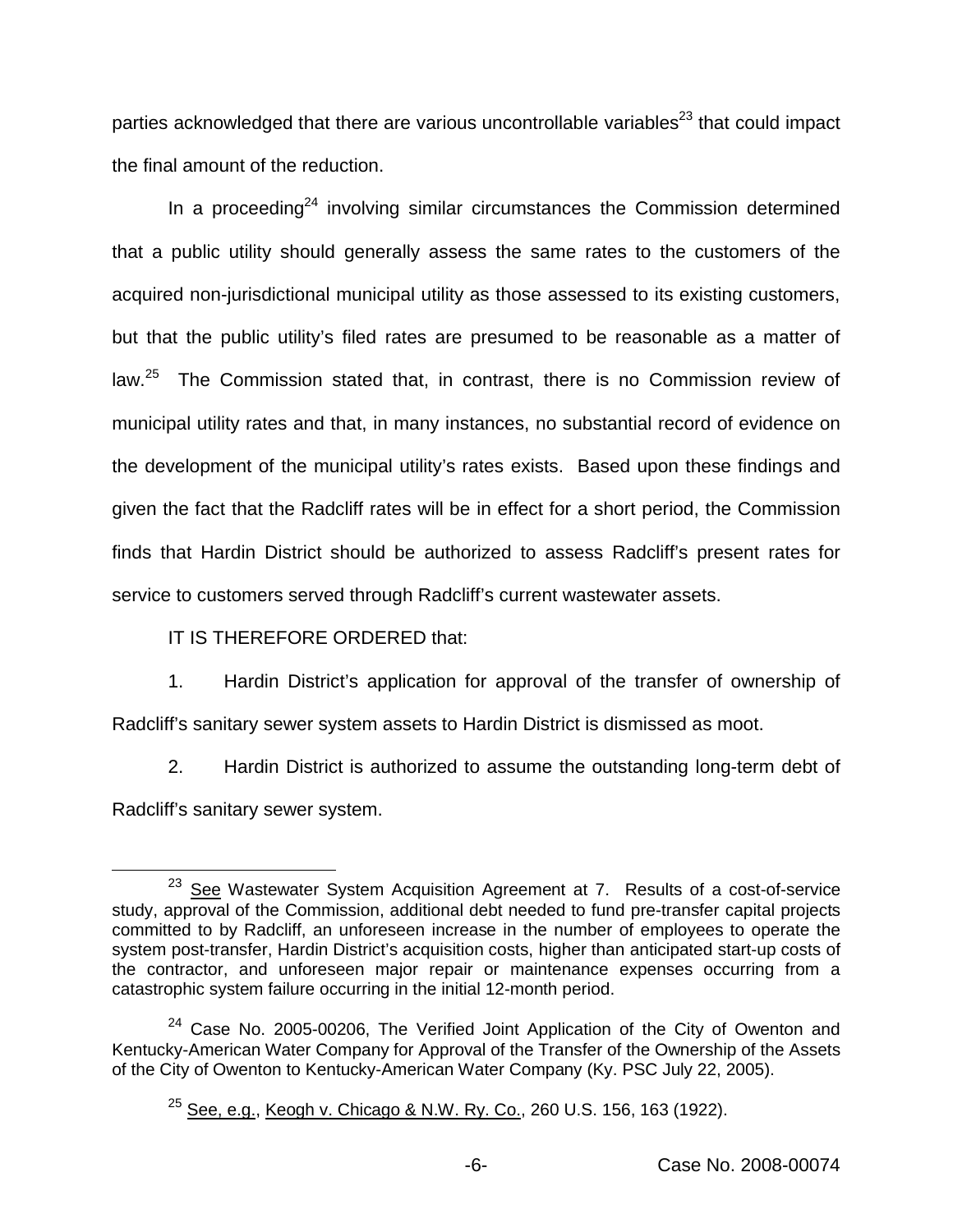parties acknowledged that there are various uncontrollable variables[23] that could impact the final amount of the reduction.

In a proceeding[24] involving similar circumstances the Commission determined that a public utility should generally assess the same rates to the customers of the acquired non-jurisdictional municipal utility as those assessed to its existing customers, but that the public utility's filed rates are presumed to be reasonable as a matter of law.[25] The Commission stated that, in contrast, there is no Commission review of municipal utility rates and that, in many instances, no substantial record of evidence on the development of the municipal utility's rates exists. Based upon these findings and given the fact that the Radcliff rates will be in effect for a short period, the Commission finds that Hardin District should be authorized to assess Radcliff's present rates for service to customers served through Radcliff's current wastewater assets.

IT IS THEREFORE ORDERED that:

1. Hardin District's application for approval of the transfer of ownership of Radcliff's sanitary sewer system assets to Hardin District is dismissed as moot.

2. Hardin District is authorized to assume the outstanding long-term debt of Radcliff's sanitary sewer system.

---

[23] See Wastewater System Acquisition Agreement at 7. Results of a cost-of-service study, approval of the Commission, additional debt needed to fund pre-transfer capital projects committed to by Radcliff, an unforeseen increase in the number of employees to operate the system post-transfer, Hardin District's acquisition costs, higher than anticipated start-up costs of the contractor, and unforeseen major repair or maintenance expenses occurring from a catastrophic system failure occurring in the initial 12-month period.

[24] Case No. 2005-00206, The Verified Joint Application of the City of Owenton and Kentucky-American Water Company for Approval of the Transfer of the Ownership of the Assets of the City of Owenton to Kentucky-American Water Company (Ky. PSC July 22, 2005).

[25] See, e.g., Keogh v. Chicago & N.W. Ry. Co., 260 U.S. 156, 163 (1922).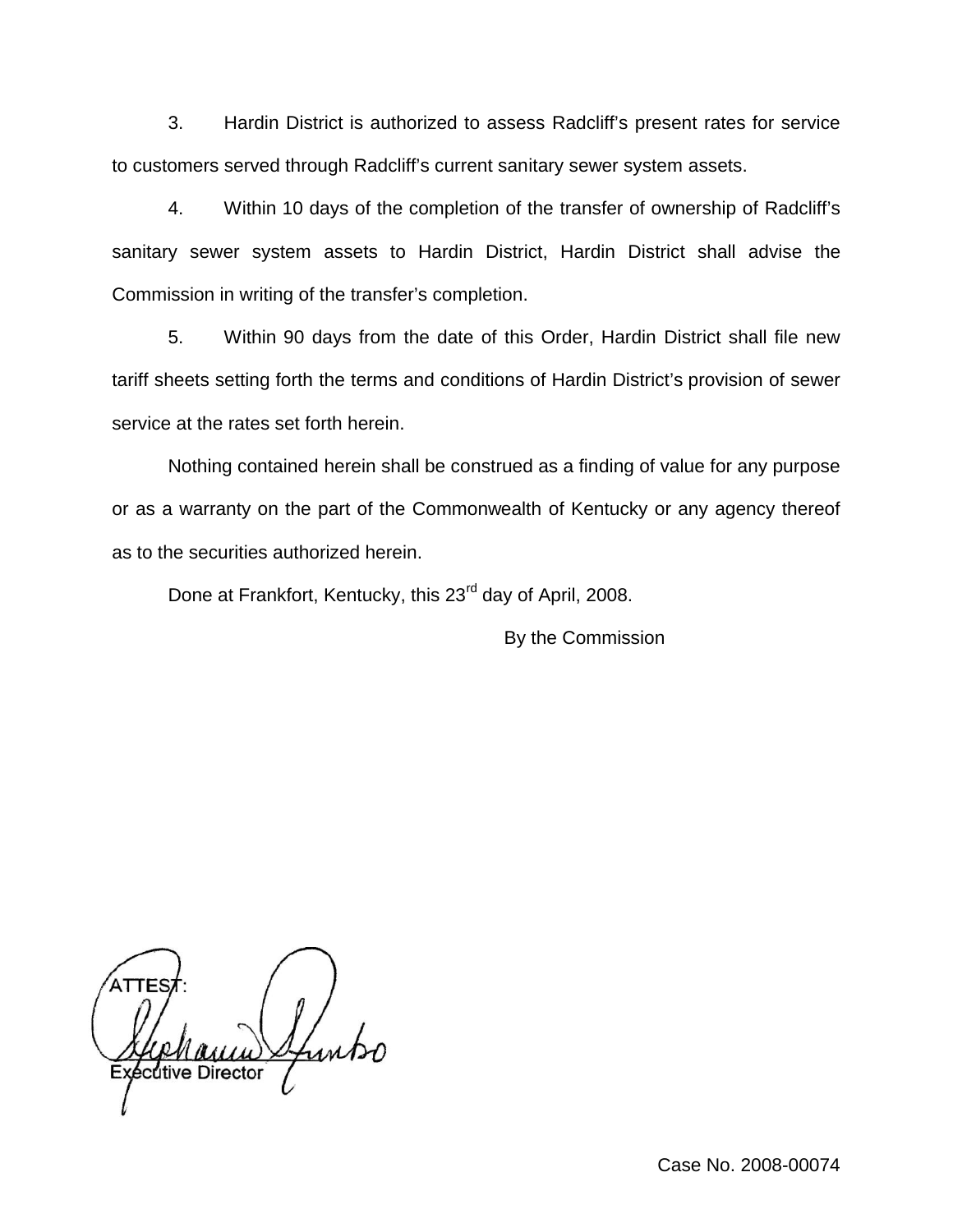3. Hardin District is authorized to assess Radcliff's present rates for service to customers served through Radcliff's current sanitary sewer system assets.

4. Within 10 days of the completion of the transfer of ownership of Radcliff's sanitary sewer system assets to Hardin District, Hardin District shall advise the Commission in writing of the transfer's completion.

5. Within 90 days from the date of this Order, Hardin District shall file new tariff sheets setting forth the terms and conditions of Hardin District's provision of sewer service at the rates set forth herein.

Nothing contained herein shall be construed as a finding of value for any purpose or as a warranty on the part of the Commonwealth of Kentucky or any agency thereof as to the securities authorized herein.

Done at Frankfort, Kentucky, this 23rd day of April, 2008.

By the Commission

ATTEST:

Executive Director

Case No. 2008-00074